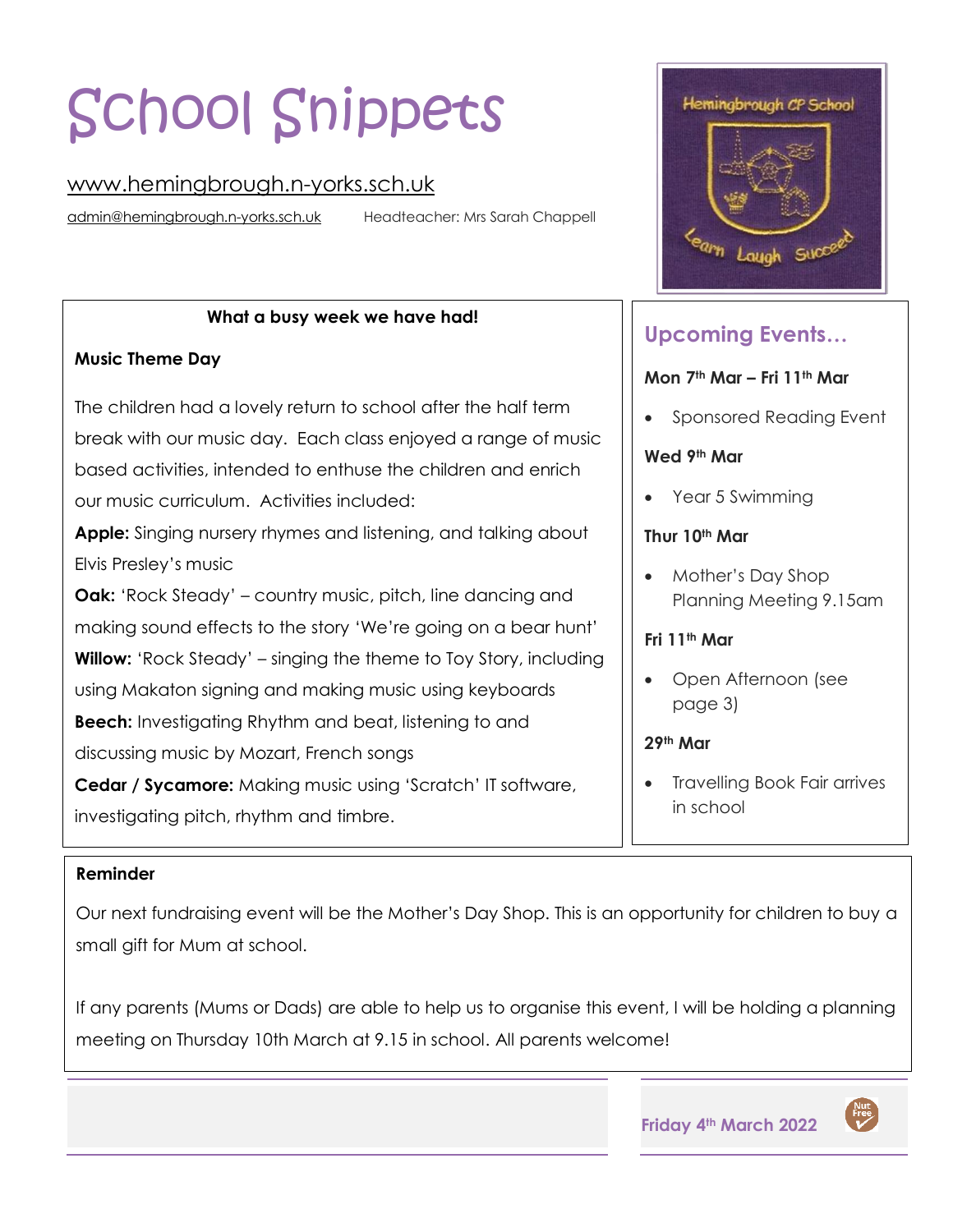# School Snippets

www.hemingbrough.n-yorks.sch.uk

admin@hemingbrough.n-yorks.sch.uk Headteacher: Mrs Sarah Chappell

Hemingbrough CP School — Learn Laugh Succeed

**What a busy week we have had!**

**Music Theme Day**

The children had a lovely return to school after the half term break with our music day. Each class enjoyed a range of music based activities, intended to enthuse the children and enrich our music curriculum. Activities included:

**Apple:** Singing nursery rhymes and listening, and talking about Elvis Presley's music

**Oak:** 'Rock Steady' – country music, pitch, line dancing and making sound effects to the story 'We're going on a bear hunt'

**Willow:** 'Rock Steady' – singing the theme to Toy Story, including using Makaton signing and making music using keyboards

**Beech:** Investigating Rhythm and beat, listening to and discussing music by Mozart, French songs

**Cedar / Sycamore:** Making music using 'Scratch' IT software, investigating pitch, rhythm and timbre.

## Upcoming Events…

**Mon 7th Mar – Fri 11th Mar**

- Sponsored Reading Event

**Wed 9th Mar**

- Year 5 Swimming

**Thur 10th Mar**

- Mother's Day Shop Planning Meeting 9.15am

**Fri 11th Mar**

- Open Afternoon (see page 3)

**29th Mar**

- Travelling Book Fair arrives in school

**Reminder**

Our next fundraising event will be the Mother's Day Shop. This is an opportunity for children to buy a small gift for Mum at school.

If any parents (Mums or Dads) are able to help us to organise this event, I will be holding a planning meeting on Thursday 10th March at 9.15 in school. All parents welcome!

Friday 4th March 2022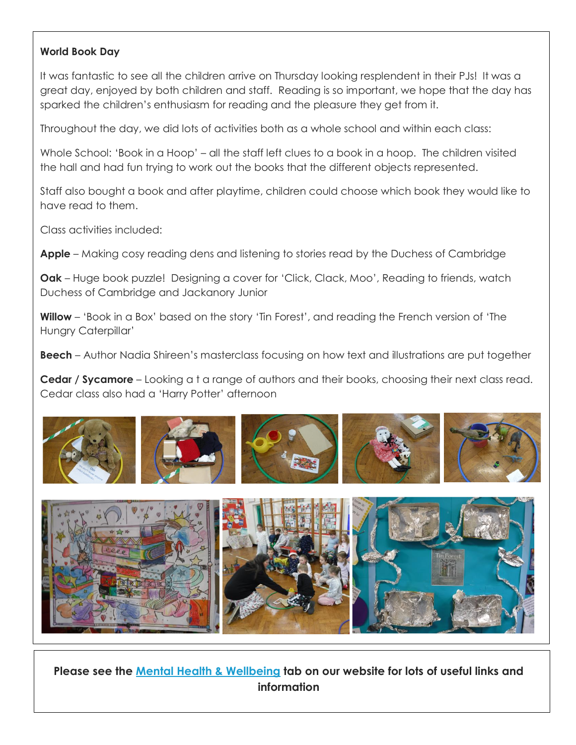**World Book Day**

It was fantastic to see all the children arrive on Thursday looking resplendent in their PJs! It was a great day, enjoyed by both children and staff. Reading is so important, we hope that the day has sparked the children's enthusiasm for reading and the pleasure they get from it.

Throughout the day, we did lots of activities both as a whole school and within each class:

Whole School: 'Book in a Hoop' – all the staff left clues to a book in a hoop. The children visited the hall and had fun trying to work out the books that the different objects represented.

Staff also bought a book and after playtime, children could choose which book they would like to have read to them.

Class activities included:

**Apple** – Making cosy reading dens and listening to stories read by the Duchess of Cambridge

**Oak** – Huge book puzzle! Designing a cover for 'Click, Clack, Moo', Reading to friends, watch Duchess of Cambridge and Jackanory Junior

**Willow** – 'Book in a Box' based on the story 'Tin Forest', and reading the French version of 'The Hungry Caterpillar'

**Beech** – Author Nadia Shireen's masterclass focusing on how text and illustrations are put together

**Cedar / Sycamore** – Looking a t a range of authors and their books, choosing their next class read. Cedar class also had a 'Harry Potter' afternoon

**Please see the [Mental Health & Wellbeing] tab on our website for lots of useful links and information**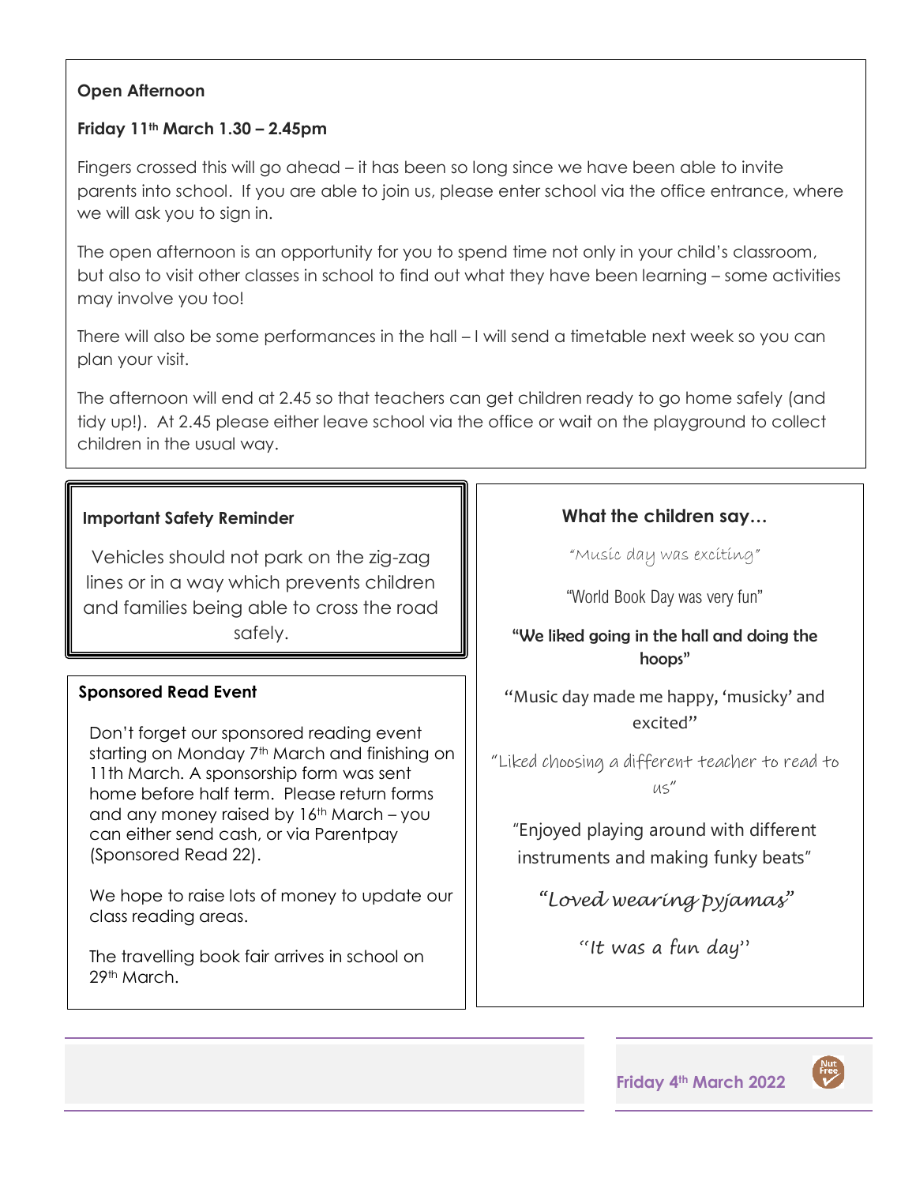**Open Afternoon**

**Friday 11th March 1.30 – 2.45pm**

Fingers crossed this will go ahead – it has been so long since we have been able to invite parents into school. If you are able to join us, please enter school via the office entrance, where we will ask you to sign in.

The open afternoon is an opportunity for you to spend time not only in your child's classroom, but also to visit other classes in school to find out what they have been learning – some activities may involve you too!

There will also be some performances in the hall – I will send a timetable next week so you can plan your visit.

The afternoon will end at 2.45 so that teachers can get children ready to go home safely (and tidy up!). At 2.45 please either leave school via the office or wait on the playground to collect children in the usual way.

**Important Safety Reminder**

Vehicles should not park on the zig-zag lines or in a way which prevents children and families being able to cross the road safely.

**Sponsored Read Event**

Don't forget our sponsored reading event starting on Monday 7th March and finishing on 11th March. A sponsorship form was sent home before half term. Please return forms and any money raised by 16th March – you can either send cash, or via Parentpay (Sponsored Read 22).

We hope to raise lots of money to update our class reading areas.

The travelling book fair arrives in school on 29th March.

**What the children say…**

"Music day was exciting"

"World Book Day was very fun"

**"We liked going in the hall and doing the hoops"**

"Music day made me happy, 'musicky' and excited"

"Liked choosing a different teacher to read to us"

"Enjoyed playing around with different instruments and making funky beats"

*"Loved wearing pyjamas"*

"It was a fun day"